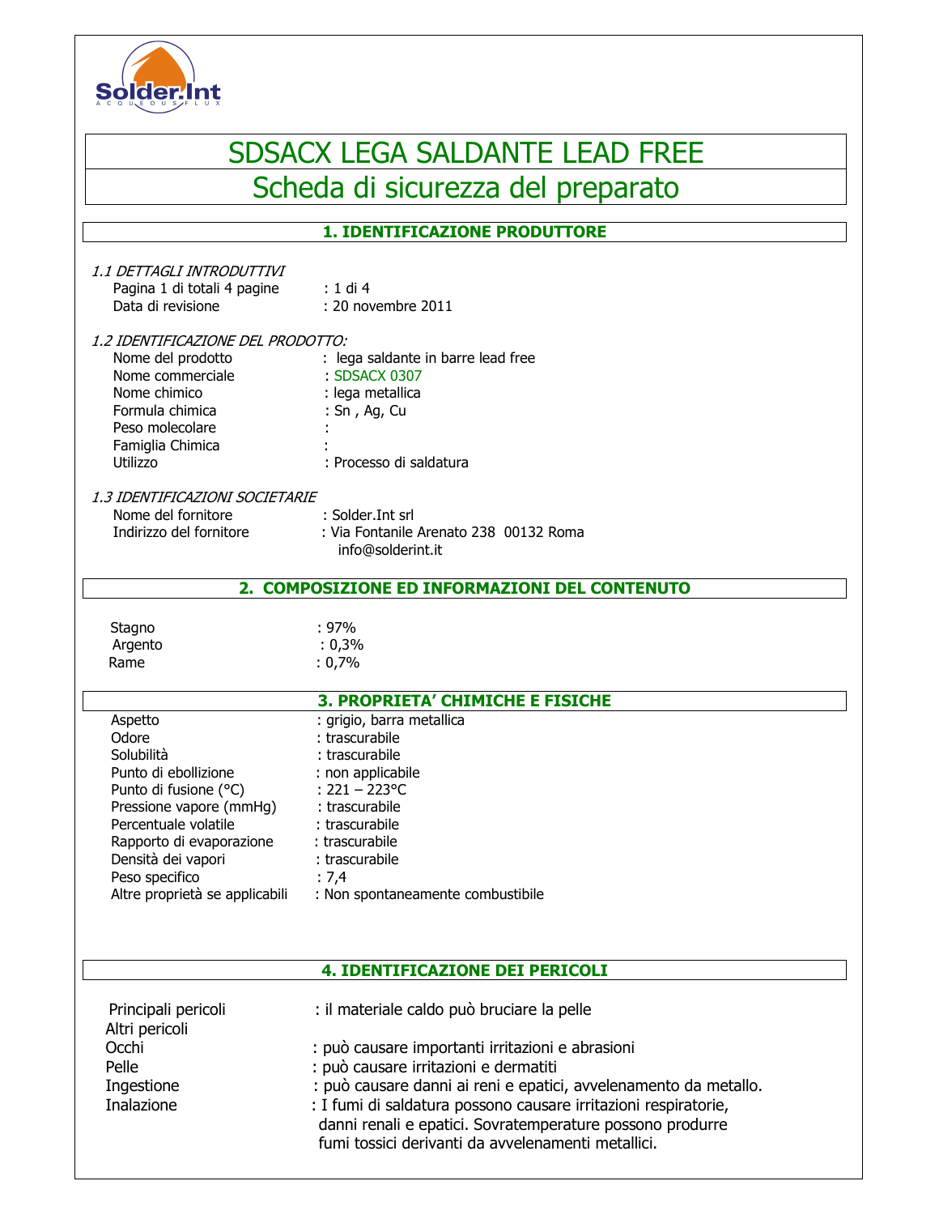Solder.Int
ACQUEOUS FLUX

# SDSACX LEGA SALDANTE LEAD FREE
# Scheda di sicurezza del preparato

## 1. IDENTIFICAZIONE PRODUTTORE

*1.1 DETTAGLI INTRODUTTIVI*

| | |
|---|---|
| Pagina 1 di totali 4 pagine | : 1 di 4 |
| Data di revisione | : 20 novembre 2011 |

*1.2 IDENTIFICAZIONE DEL PRODOTTO:*

| | |
|---|---|
| Nome del prodotto | : lega saldante in barre lead free |
| Nome commerciale | : SDSACX 0307 |
| Nome chimico | : lega metallica |
| Formula chimica | : Sn , Ag, Cu |
| Peso molecolare | : |
| Famiglia Chimica | : |
| Utilizzo | : Processo di saldatura |

*1.3 IDENTIFICAZIONI SOCIETARIE*

| | |
|---|---|
| Nome del fornitore | : Solder.Int srl |
| Indirizzo del fornitore | : Via Fontanile Arenato 238 00132 Roma<br>info@solderint.it |

## 2. COMPOSIZIONE ED INFORMAZIONI DEL CONTENUTO

| | |
|---|---|
| Stagno | : 97% |
| Argento | : 0,3% |
| Rame | : 0,7% |

## 3. PROPRIETA' CHIMICHE E FISICHE

| | |
|---|---|
| Aspetto | : grigio, barra metallica |
| Odore | : trascurabile |
| Solubilità | : trascurabile |
| Punto di ebollizione | : non applicabile |
| Punto di fusione (°C) | : 221 – 223°C |
| Pressione vapore (mmHg) | : trascurabile |
| Percentuale volatile | : trascurabile |
| Rapporto di evaporazione | : trascurabile |
| Densità dei vapori | : trascurabile |
| Peso specifico | : 7,4 |
| Altre proprietà se applicabili | : Non spontaneamente combustibile |

## 4. IDENTIFICAZIONE DEI PERICOLI

| | |
|---|---|
| Principali pericoli | : il materiale caldo può bruciare la pelle |
| Altri pericoli | |
| Occhi | : può causare importanti irritazioni e abrasioni |
| Pelle | : può causare irritazioni e dermatiti |
| Ingestione | : può causare danni ai reni e epatici, avvelenamento da metallo. |
| Inalazione | : I fumi di saldatura possono causare irritazioni respiratorie, danni renali e epatici. Sovratemperature possono produrre fumi tossici derivanti da avvelenamenti metallici. |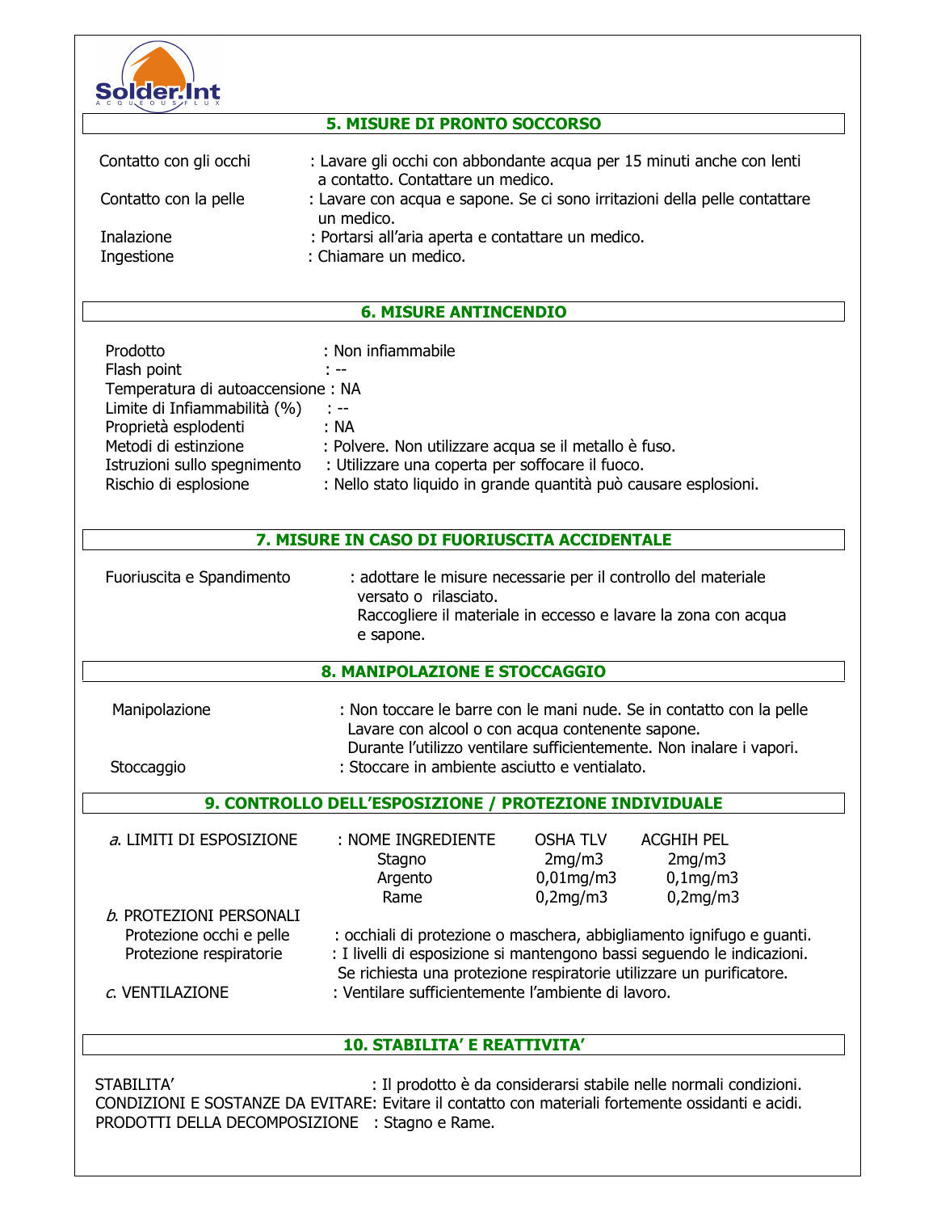## 5. MISURE DI PRONTO SOCCORSO

Contatto con gli occhi : Lavare gli occhi con abbondante acqua per 15 minuti anche con lenti a contatto. Contattare un medico.

Contatto con la pelle : Lavare con acqua e sapone. Se ci sono irritazioni della pelle contattare un medico.

Inalazione : Portarsi all'aria aperta e contattare un medico.

Ingestione : Chiamare un medico.

## 6. MISURE ANTINCENDIO

Prodotto : Non infiammabile

Flash point : --

Temperatura di autoaccensione : NA

Limite di Infiammabilità (%) : --

Proprietà esplodenti : NA

Metodi di estinzione : Polvere. Non utilizzare acqua se il metallo è fuso.

Istruzioni sullo spegnimento : Utilizzare una coperta per soffocare il fuoco.

Rischio di esplosione : Nello stato liquido in grande quantità può causare esplosioni.

## 7. MISURE IN CASO DI FUORIUSCITA ACCIDENTALE

Fuoriuscita e Spandimento : adottare le misure necessarie per il controllo del materiale versato o rilasciato.
Raccogliere il materiale in eccesso e lavare la zona con acqua e sapone.

## 8. MANIPOLAZIONE E STOCCAGGIO

Manipolazione : Non toccare le barre con le mani nude. Se in contatto con la pelle Lavare con alcool o con acqua contenente sapone.
Durante l'utilizzo ventilare sufficientemente. Non inalare i vapori.

Stoccaggio : Stoccare in ambiente asciutto e ventialato.

## 9. CONTROLLO DELL'ESPOSIZIONE / PROTEZIONE INDIVIDUALE

*a*. LIMITI DI ESPOSIZIONE

| NOME INGREDIENTE | OSHA TLV | ACGHIH PEL |
|---|---|---|
| Stagno | 2mg/m3 | 2mg/m3 |
| Argento | 0,01mg/m3 | 0,1mg/m3 |
| Rame | 0,2mg/m3 | 0,2mg/m3 |

*b*. PROTEZIONI PERSONALI

Protezione occhi e pelle : occhiali di protezione o maschera, abbigliamento ignifugo e guanti.

Protezione respiratorie : I livelli di esposizione si mantengono bassi seguendo le indicazioni. Se richiesta una protezione respiratorie utilizzare un purificatore.

*c*. VENTILAZIONE : Ventilare sufficientemente l'ambiente di lavoro.

## 10. STABILITA' E REATTIVITA'

STABILITA' : Il prodotto è da considerarsi stabile nelle normali condizioni.

CONDIZIONI E SOSTANZE DA EVITARE: Evitare il contatto con materiali fortemente ossidanti e acidi.

PRODOTTI DELLA DECOMPOSIZIONE : Stagno e Rame.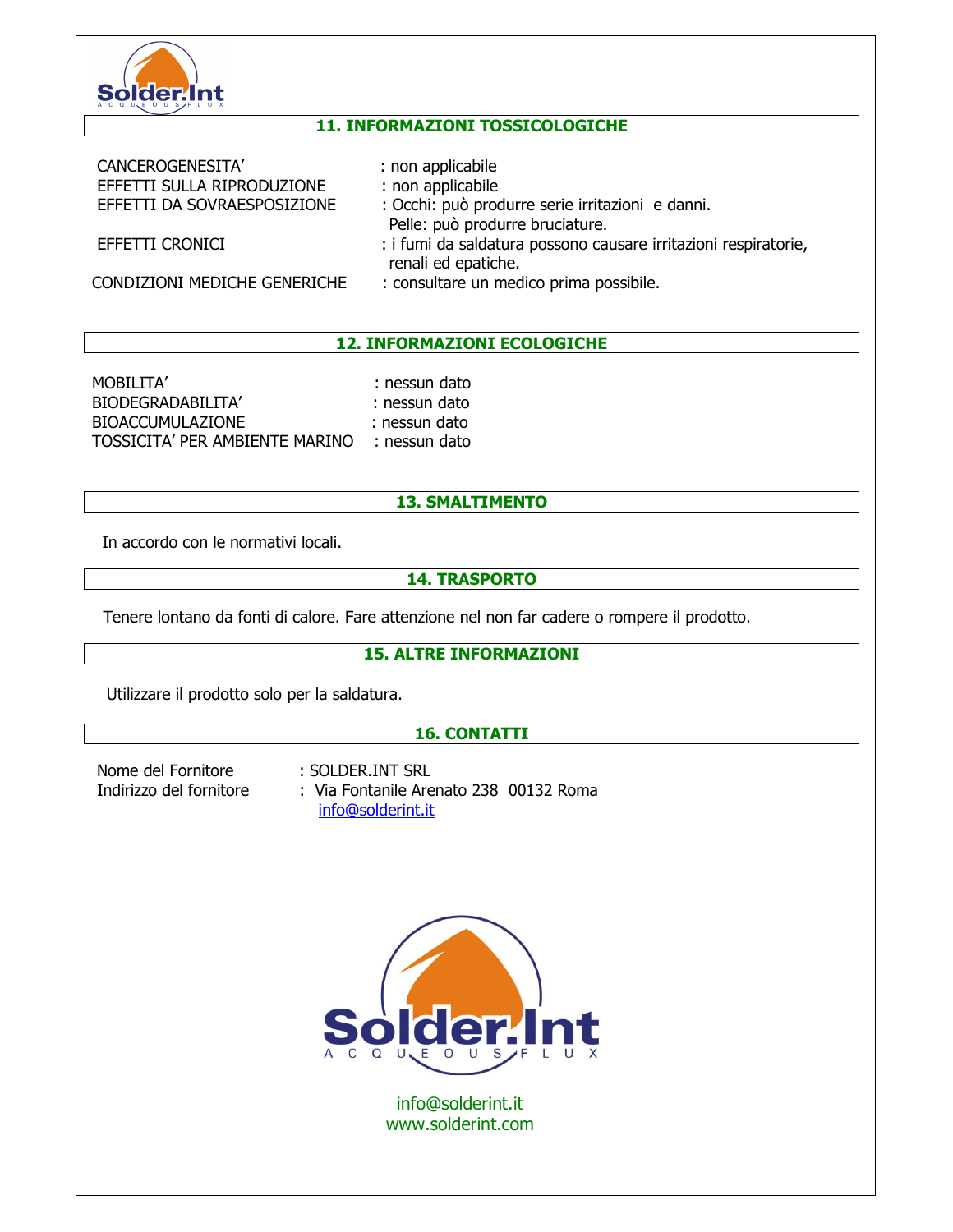## 11. INFORMAZIONI TOSSICOLOGICHE

| | |
|---|---|
| CANCEROGENESITA' | : non applicabile |
| EFFETTI SULLA RIPRODUZIONE | : non applicabile |
| EFFETTI DA SOVRAESPOSIZIONE | : Occhi: può produrre serie irritazioni e danni. Pelle: può produrre bruciature. |
| EFFETTI CRONICI | : i fumi da saldatura possono causare irritazioni respiratorie, renali ed epatiche. |
| CONDIZIONI MEDICHE GENERICHE | : consultare un medico prima possibile. |

## 12. INFORMAZIONI ECOLOGICHE

| | |
|---|---|
| MOBILITA' | : nessun dato |
| BIODEGRADABILITA' | : nessun dato |
| BIOACCUMULAZIONE | : nessun dato |
| TOSSICITA' PER AMBIENTE MARINO | : nessun dato |

## 13. SMALTIMENTO

In accordo con le normativi locali.

## 14. TRASPORTO

Tenere lontano da fonti di calore. Fare attenzione nel non far cadere o rompere il prodotto.

## 15. ALTRE INFORMAZIONI

Utilizzare il prodotto solo per la saldatura.

## 16. CONTATTI

| | |
|---|---|
| Nome del Fornitore | : SOLDER.INT SRL |
| Indirizzo del fornitore | : Via Fontanile Arenato 238 00132 Roma<br>info@solderint.it |

Solder.Int
ACQUEOUS FLUX

info@solderint.it
www.solderint.com